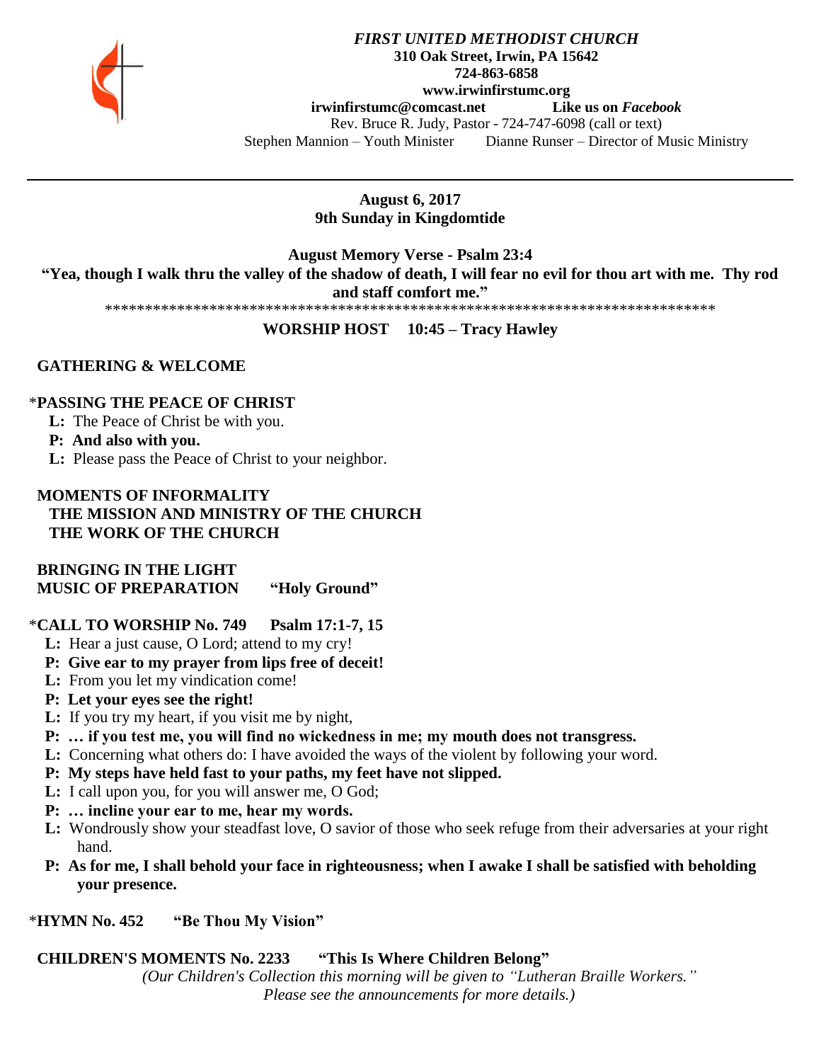***FIRST UNITED METHODIST CHURCH***
**310 Oak Street, Irwin, PA 15642**
**724-863-6858**
**www.irwinfirstumc.org**
**irwinfirstumc@comcast.net** **Like us on *Facebook***
Rev. Bruce R. Judy, Pastor - 724-747-6098 (call or text)
Stephen Mannion – Youth Minister Dianne Runser – Director of Music Ministry

---

**August 6, 2017**
**9th Sunday in Kingdomtide**

**August Memory Verse - Psalm 23:4**
**"Yea, though I walk thru the valley of the shadow of death, I will fear no evil for thou art with me. Thy rod and staff comfort me."**
*****************************************************************************

**WORSHIP HOST 10:45 – Tracy Hawley**

**GATHERING & WELCOME**

\***PASSING THE PEACE OF CHRIST**

**L:** The Peace of Christ be with you.
**P: And also with you.**
**L:** Please pass the Peace of Christ to your neighbor.

**MOMENTS OF INFORMALITY**
**THE MISSION AND MINISTRY OF THE CHURCH**
**THE WORK OF THE CHURCH**

**BRINGING IN THE LIGHT**
**MUSIC OF PREPARATION "Holy Ground"**

\***CALL TO WORSHIP No. 749 Psalm 17:1-7, 15**

**L:** Hear a just cause, O Lord; attend to my cry!
**P: Give ear to my prayer from lips free of deceit!**
**L:** From you let my vindication come!
**P: Let your eyes see the right!**
**L:** If you try my heart, if you visit me by night,
**P: … if you test me, you will find no wickedness in me; my mouth does not transgress.**
**L:** Concerning what others do: I have avoided the ways of the violent by following your word.
**P: My steps have held fast to your paths, my feet have not slipped.**
**L:** I call upon you, for you will answer me, O God;
**P: … incline your ear to me, hear my words.**
**L:** Wondrously show your steadfast love, O savior of those who seek refuge from their adversaries at your right hand.
**P: As for me, I shall behold your face in righteousness; when I awake I shall be satisfied with beholding your presence.**

\***HYMN No. 452 "Be Thou My Vision"**

**CHILDREN'S MOMENTS No. 2233 "This Is Where Children Belong"**

*(Our Children's Collection this morning will be given to "Lutheran Braille Workers." Please see the announcements for more details.)*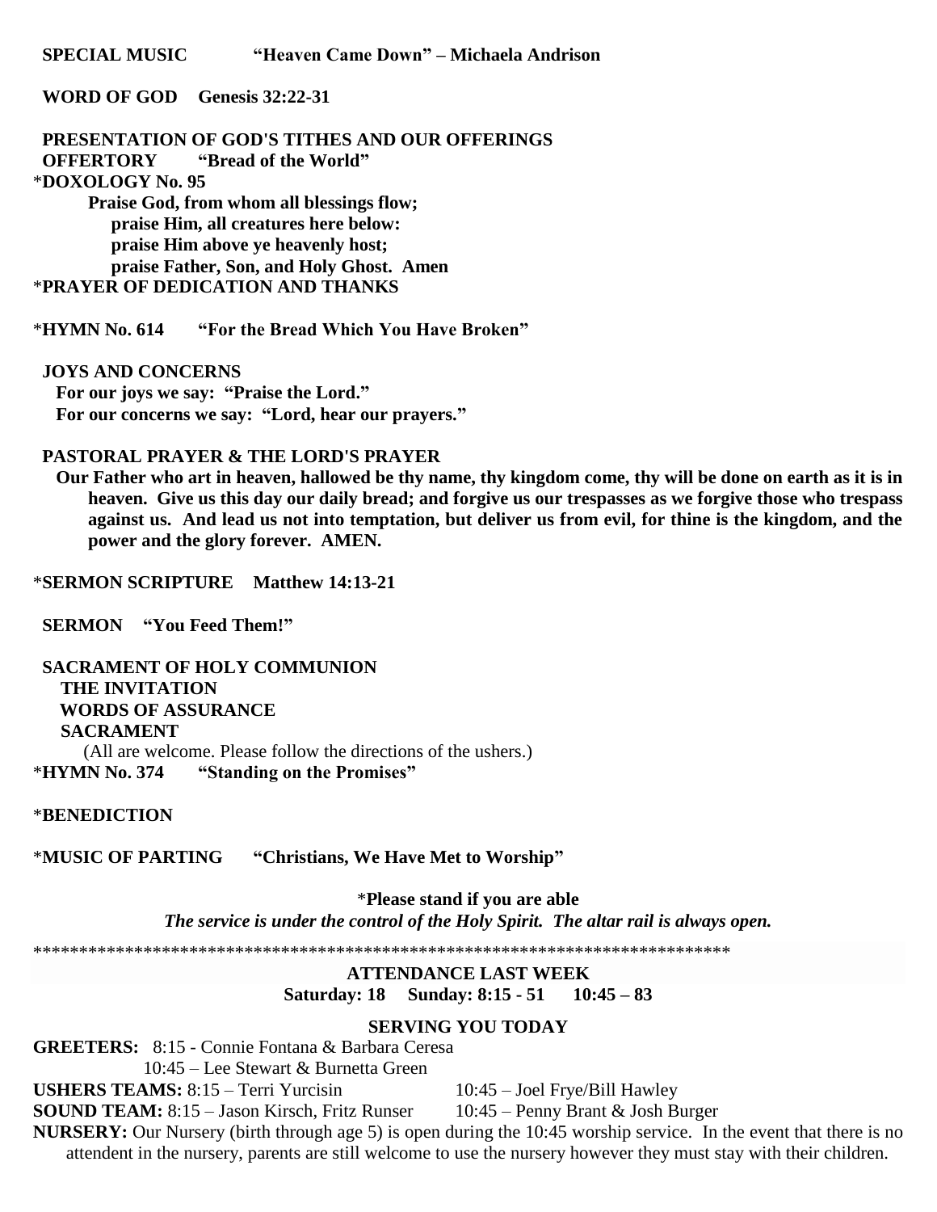**SPECIAL MUSIC "Heaven Came Down" – Michaela Andrison**

**WORD OF GOD Genesis 32:22-31**

**PRESENTATION OF GOD'S TITHES AND OUR OFFERINGS**
**OFFERTORY "Bread of the World"**
\***DOXOLOGY No. 95**

**Praise God, from whom all blessings flow;**
**praise Him, all creatures here below:**
**praise Him above ye heavenly host;**
**praise Father, Son, and Holy Ghost. Amen**

\***PRAYER OF DEDICATION AND THANKS**

\***HYMN No. 614 "For the Bread Which You Have Broken"**

**JOYS AND CONCERNS**
**For our joys we say: "Praise the Lord."**
**For our concerns we say: "Lord, hear our prayers."**

**PASTORAL PRAYER & THE LORD'S PRAYER**
**Our Father who art in heaven, hallowed be thy name, thy kingdom come, thy will be done on earth as it is in heaven. Give us this day our daily bread; and forgive us our trespasses as we forgive those who trespass against us. And lead us not into temptation, but deliver us from evil, for thine is the kingdom, and the power and the glory forever. AMEN.**

\***SERMON SCRIPTURE Matthew 14:13-21**

**SERMON "You Feed Them!"**

**SACRAMENT OF HOLY COMMUNION**
**THE INVITATION**
**WORDS OF ASSURANCE**
**SACRAMENT**
(All are welcome. Please follow the directions of the ushers.)
\***HYMN No. 374 "Standing on the Promises"**

\***BENEDICTION**

\***MUSIC OF PARTING "Christians, We Have Met to Worship"**

\***Please stand if you are able**
***The service is under the control of the Holy Spirit. The altar rail is always open.***

\*\*\*\*\*\*\*\*\*\*\*\*\*\*\*\*\*\*\*\*\*\*\*\*\*\*\*\*\*\*\*\*\*\*\*\*\*\*\*\*\*\*\*\*\*\*\*\*\*\*\*\*\*\*\*\*\*\*\*\*\*\*\*\*\*\*\*\*\*\*\*\*\*\*\*\*\*\*\*\*

**ATTENDANCE LAST WEEK**
**Saturday: 18 Sunday: 8:15 - 51 10:45 – 83**

**SERVING YOU TODAY**

**GREETERS:** 8:15 - Connie Fontana & Barbara Ceresa
10:45 – Lee Stewart & Burnetta Green
**USHERS TEAMS:** 8:15 – Terri Yurcisin 10:45 – Joel Frye/Bill Hawley
**SOUND TEAM:** 8:15 – Jason Kirsch, Fritz Runser 10:45 – Penny Brant & Josh Burger
**NURSERY:** Our Nursery (birth through age 5) is open during the 10:45 worship service. In the event that there is no attendent in the nursery, parents are still welcome to use the nursery however they must stay with their children.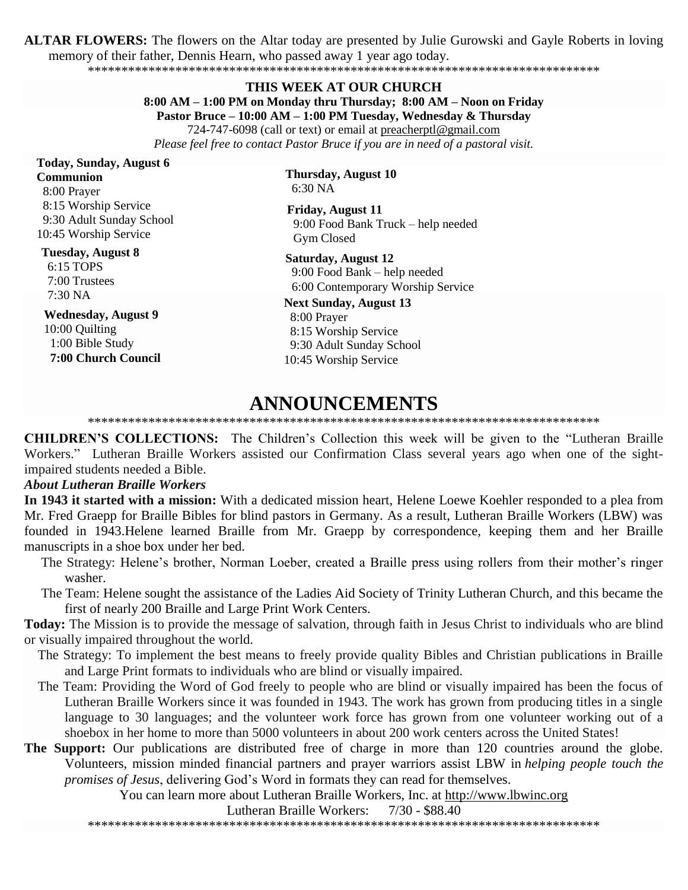**ALTAR FLOWERS:** The flowers on the Altar today are presented by Julie Gurowski and Gayle Roberts in loving memory of their father, Dennis Hearn, who passed away 1 year ago today.

******************************************************************************

**THIS WEEK AT OUR CHURCH**

**8:00 AM – 1:00 PM on Monday thru Thursday; 8:00 AM – Noon on Friday**

**Pastor Bruce – 10:00 AM – 1:00 PM Tuesday, Wednesday & Thursday**

724-747-6098 (call or text) or email at preacherptl@gmail.com

*Please feel free to contact Pastor Bruce if you are in need of a pastoral visit.*

**Today, Sunday, August 6**
**Communion**
8:00 Prayer
8:15 Worship Service
9:30 Adult Sunday School
10:45 Worship Service

**Tuesday, August 8**
6:15 TOPS
7:00 Trustees
7:30 NA

**Wednesday, August 9**
10:00 Quilting
1:00 Bible Study
**7:00 Church Council**

**Thursday, August 10**
6:30 NA

**Friday, August 11**
9:00 Food Bank Truck – help needed
Gym Closed

**Saturday, August 12**
9:00 Food Bank – help needed
6:00 Contemporary Worship Service

**Next Sunday, August 13**
8:00 Prayer
8:15 Worship Service
9:30 Adult Sunday School
10:45 Worship Service

# ANNOUNCEMENTS

******************************************************************************

**CHILDREN'S COLLECTIONS:** The Children's Collection this week will be given to the "Lutheran Braille Workers." Lutheran Braille Workers assisted our Confirmation Class several years ago when one of the sight-impaired students needed a Bible.

***About Lutheran Braille Workers***

**In 1943 it started with a mission:** With a dedicated mission heart, Helene Loewe Koehler responded to a plea from Mr. Fred Graepp for Braille Bibles for blind pastors in Germany. As a result, Lutheran Braille Workers (LBW) was founded in 1943.Helene learned Braille from Mr. Graepp by correspondence, keeping them and her Braille manuscripts in a shoe box under her bed.

The Strategy: Helene's brother, Norman Loeber, created a Braille press using rollers from their mother's ringer washer.

The Team: Helene sought the assistance of the Ladies Aid Society of Trinity Lutheran Church, and this became the first of nearly 200 Braille and Large Print Work Centers.

**Today:** The Mission is to provide the message of salvation, through faith in Jesus Christ to individuals who are blind or visually impaired throughout the world.

The Strategy: To implement the best means to freely provide quality Bibles and Christian publications in Braille and Large Print formats to individuals who are blind or visually impaired.

The Team: Providing the Word of God freely to people who are blind or visually impaired has been the focus of Lutheran Braille Workers since it was founded in 1943. The work has grown from producing titles in a single language to 30 languages; and the volunteer work force has grown from one volunteer working out of a shoebox in her home to more than 5000 volunteers in about 200 work centers across the United States!

**The Support:** Our publications are distributed free of charge in more than 120 countries around the globe. Volunteers, mission minded financial partners and prayer warriors assist LBW in *helping people touch the promises of Jesus*, delivering God's Word in formats they can read for themselves.

You can learn more about Lutheran Braille Workers, Inc. at http://www.lbwinc.org

Lutheran Braille Workers: 7/30 - $88.40

******************************************************************************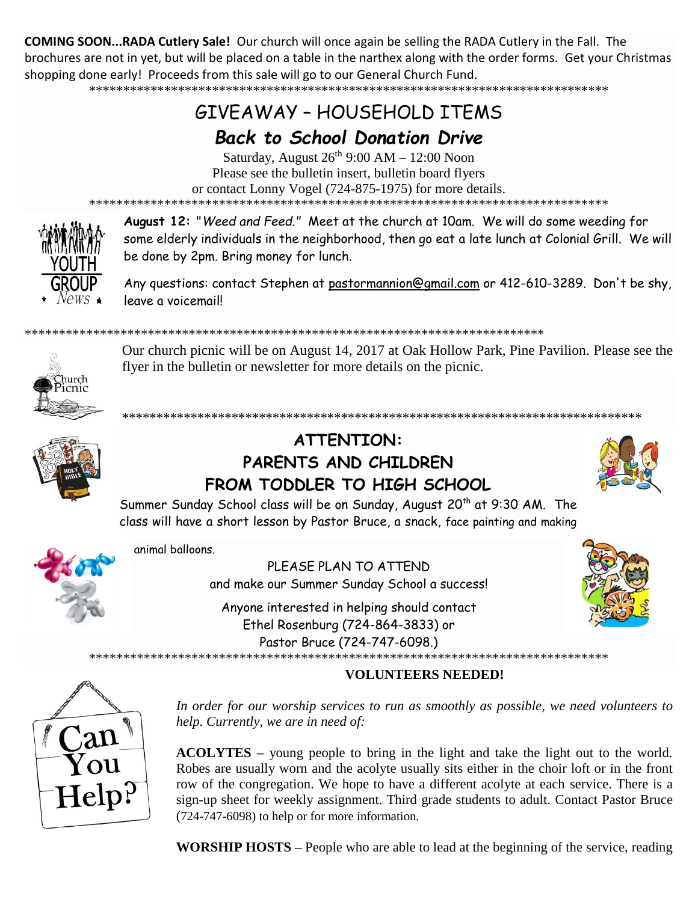**COMING SOON...RADA Cutlery Sale!** Our church will once again be selling the RADA Cutlery in the Fall. The brochures are not in yet, but will be placed on a table in the narthex along with the order forms. Get your Christmas shopping done early! Proceeds from this sale will go to our General Church Fund.

********************************************************************************

## GIVEAWAY – HOUSEHOLD ITEMS

## *Back to School Donation Drive*

Saturday, August 26th 9:00 AM – 12:00 Noon
Please see the bulletin insert, bulletin board flyers
or contact Lonny Vogel (724-875-1975) for more details.

********************************************************************************

**August 12:** "*Weed and Feed.*" Meet at the church at 10am. We will do some weeding for some elderly individuals in the neighborhood, then go eat a late lunch at Colonial Grill. We will be done by 2pm. Bring money for lunch.

Any questions: contact Stephen at pastormannion@gmail.com or 412-610-3289. Don't be shy, leave a voicemail!

********************************************************************************

Our church picnic will be on August 14, 2017 at Oak Hollow Park, Pine Pavilion. Please see the flyer in the bulletin or newsletter for more details on the picnic.

********************************************************************************

## ATTENTION: PARENTS AND CHILDREN FROM TODDLER TO HIGH SCHOOL

Summer Sunday School class will be on Sunday, August 20th at 9:30 AM. The class will have a short lesson by Pastor Bruce, a snack, face painting and making animal balloons.

PLEASE PLAN TO ATTEND
and make our Summer Sunday School a success!

Anyone interested in helping should contact
Ethel Rosenburg (724-864-3833) or
Pastor Bruce (724-747-6098.)

********************************************************************************

**VOLUNTEERS NEEDED!**

*In order for our worship services to run as smoothly as possible, we need volunteers to help. Currently, we are in need of:*

**ACOLYTES** – young people to bring in the light and take the light out to the world. Robes are usually worn and the acolyte usually sits either in the choir loft or in the front row of the congregation. We hope to have a different acolyte at each service. There is a sign-up sheet for weekly assignment. Third grade students to adult. Contact Pastor Bruce (724-747-6098) to help or for more information.

**WORSHIP HOSTS** – People who are able to lead at the beginning of the service, reading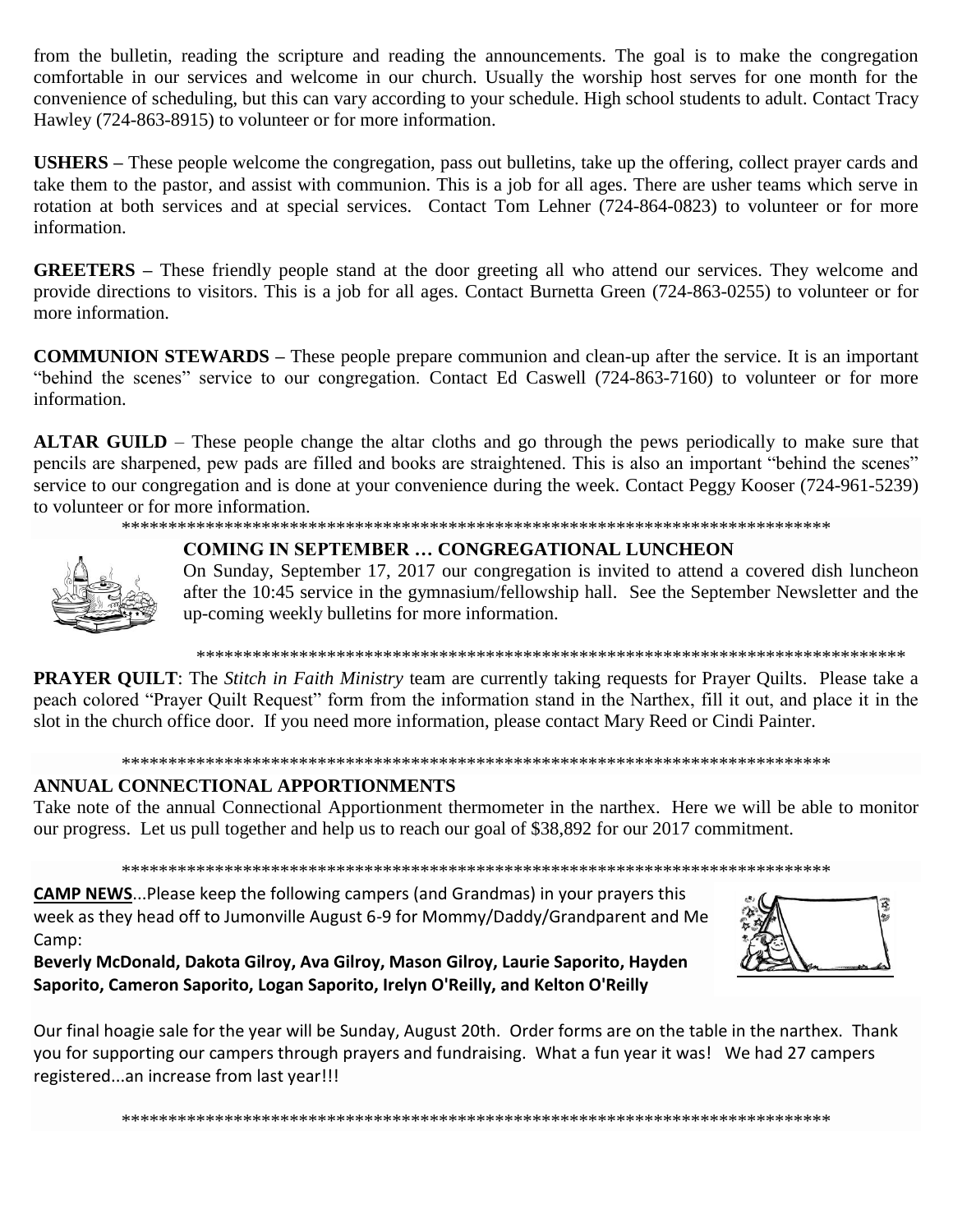from the bulletin, reading the scripture and reading the announcements. The goal is to make the congregation comfortable in our services and welcome in our church. Usually the worship host serves for one month for the convenience of scheduling, but this can vary according to your schedule. High school students to adult. Contact Tracy Hawley (724-863-8915) to volunteer or for more information.

**USHERS –** These people welcome the congregation, pass out bulletins, take up the offering, collect prayer cards and take them to the pastor, and assist with communion. This is a job for all ages. There are usher teams which serve in rotation at both services and at special services. Contact Tom Lehner (724-864-0823) to volunteer or for more information.

**GREETERS –** These friendly people stand at the door greeting all who attend our services. They welcome and provide directions to visitors. This is a job for all ages. Contact Burnetta Green (724-863-0255) to volunteer or for more information.

**COMMUNION STEWARDS –** These people prepare communion and clean-up after the service. It is an important "behind the scenes" service to our congregation. Contact Ed Caswell (724-863-7160) to volunteer or for more information.

**ALTAR GUILD** – These people change the altar cloths and go through the pews periodically to make sure that pencils are sharpened, pew pads are filled and books are straightened. This is also an important "behind the scenes" service to our congregation and is done at your convenience during the week. Contact Peggy Kooser (724-961-5239) to volunteer or for more information.

******************************************************************************

**COMING IN SEPTEMBER … CONGREGATIONAL LUNCHEON**

On Sunday, September 17, 2017 our congregation is invited to attend a covered dish luncheon after the 10:45 service in the gymnasium/fellowship hall. See the September Newsletter and the up-coming weekly bulletins for more information.

******************************************************************************

**PRAYER QUILT**: The *Stitch in Faith Ministry* team are currently taking requests for Prayer Quilts. Please take a peach colored "Prayer Quilt Request" form from the information stand in the Narthex, fill it out, and place it in the slot in the church office door. If you need more information, please contact Mary Reed or Cindi Painter.

******************************************************************************

**ANNUAL CONNECTIONAL APPORTIONMENTS**

Take note of the annual Connectional Apportionment thermometer in the narthex. Here we will be able to monitor our progress. Let us pull together and help us to reach our goal of $38,892 for our 2017 commitment.

******************************************************************************

**CAMP NEWS**...Please keep the following campers (and Grandmas) in your prayers this week as they head off to Jumonville August 6-9 for Mommy/Daddy/Grandparent and Me Camp:

**Beverly McDonald, Dakota Gilroy, Ava Gilroy, Mason Gilroy, Laurie Saporito, Hayden Saporito, Cameron Saporito, Logan Saporito, Irelyn O'Reilly, and Kelton O'Reilly**

Our final hoagie sale for the year will be Sunday, August 20th. Order forms are on the table in the narthex. Thank you for supporting our campers through prayers and fundraising. What a fun year it was! We had 27 campers registered...an increase from last year!!!

******************************************************************************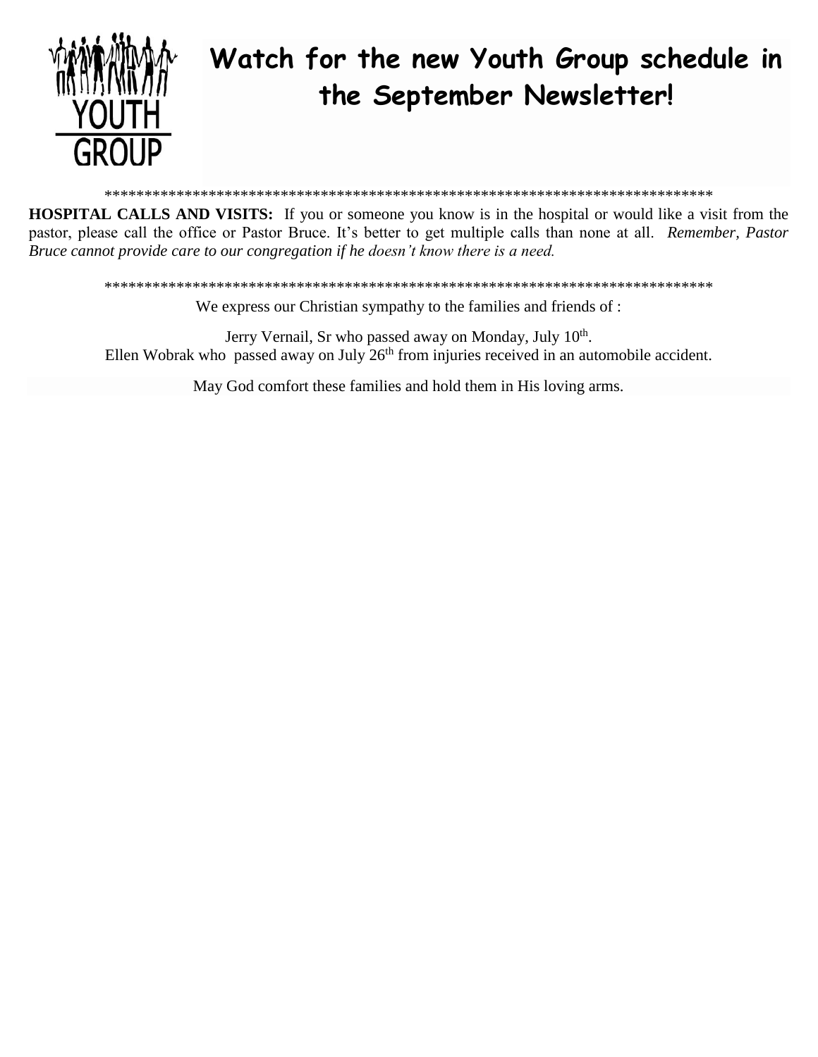## Watch for the new Youth Group schedule in the September Newsletter!

******************************************************************************

**HOSPITAL CALLS AND VISITS:** If you or someone you know is in the hospital or would like a visit from the pastor, please call the office or Pastor Bruce. It's better to get multiple calls than none at all. *Remember, Pastor Bruce cannot provide care to our congregation if he doesn't know there is a need.*

******************************************************************************

We express our Christian sympathy to the families and friends of :

Jerry Vernail, Sr who passed away on Monday, July 10th.
Ellen Wobrak who passed away on July 26th from injuries received in an automobile accident.

May God comfort these families and hold them in His loving arms.